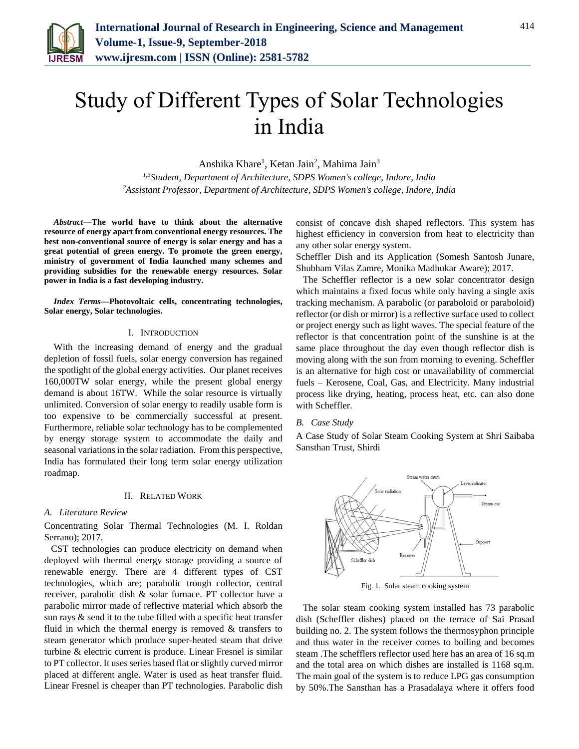# Study of Different Types of Solar Technologies in India

Anshika Khare[1], Ketan Jain[2], Mahima Jain[3]

[1,3]*Student, Department of Architecture, SDPS Women's college, Indore, India*
[2]*Assistant Professor, Department of Architecture, SDPS Women's college, Indore, India*

***Abstract*—The world have to think about the alternative resource of energy apart from conventional energy resources. The best non-conventional source of energy is solar energy and has a great potential of green energy. To promote the green energy, ministry of government of India launched many schemes and providing subsidies for the renewable energy resources. Solar power in India is a fast developing industry.**

***Index Terms*—Photovoltaic cells, concentrating technologies, Solar energy, Solar technologies.**

## I. Introduction

With the increasing demand of energy and the gradual depletion of fossil fuels, solar energy conversion has regained the spotlight of the global energy activities. Our planet receives 160,000TW solar energy, while the present global energy demand is about 16TW. While the solar resource is virtually unlimited. Conversion of solar energy to readily usable form is too expensive to be commercially successful at present. Furthermore, reliable solar technology has to be complemented by energy storage system to accommodate the daily and seasonal variations in the solar radiation. From this perspective, India has formulated their long term solar energy utilization roadmap.

## II. Related Work

### *A. Literature Review*

Concentrating Solar Thermal Technologies (M. I. Roldan Serrano); 2017.

CST technologies can produce electricity on demand when deployed with thermal energy storage providing a source of renewable energy. There are 4 different types of CST technologies, which are; parabolic trough collector, central receiver, parabolic dish & solar furnace. PT collector have a parabolic mirror made of reflective material which absorb the sun rays & send it to the tube filled with a specific heat transfer fluid in which the thermal energy is removed & transfers to steam generator which produce super-heated steam that drive turbine & electric current is produce. Linear Fresnel is similar to PT collector. It uses series based flat or slightly curved mirror placed at different angle. Water is used as heat transfer fluid. Linear Fresnel is cheaper than PT technologies. Parabolic dish consist of concave dish shaped reflectors. This system has highest efficiency in conversion from heat to electricity than any other solar energy system.

Scheffler Dish and its Application (Somesh Santosh Junare, Shubham Vilas Zamre, Monika Madhukar Aware); 2017.

The Scheffler reflector is a new solar concentrator design which maintains a fixed focus while only having a single axis tracking mechanism. A parabolic (or paraboloid or paraboloid) reflector (or dish or mirror) is a reflective surface used to collect or project energy such as light waves. The special feature of the reflector is that concentration point of the sunshine is at the same place throughout the day even though reflector dish is moving along with the sun from morning to evening. Scheffler is an alternative for high cost or unavailability of commercial fuels – Kerosene, Coal, Gas, and Electricity. Many industrial process like drying, heating, process heat, etc. can also done with Scheffler.

### *B. Case Study*

A Case Study of Solar Steam Cooking System at Shri Saibaba Sansthan Trust, Shirdi

Fig. 1. Solar steam cooking system

The solar steam cooking system installed has 73 parabolic dish (Scheffler dishes) placed on the terrace of Sai Prasad building no. 2. The system follows the thermosyphon principle and thus water in the receiver comes to boiling and becomes steam .The schefflers reflector used here has an area of 16 sq.m and the total area on which dishes are installed is 1168 sq.m. The main goal of the system is to reduce LPG gas consumption by 50%.The Sansthan has a Prasadalaya where it offers food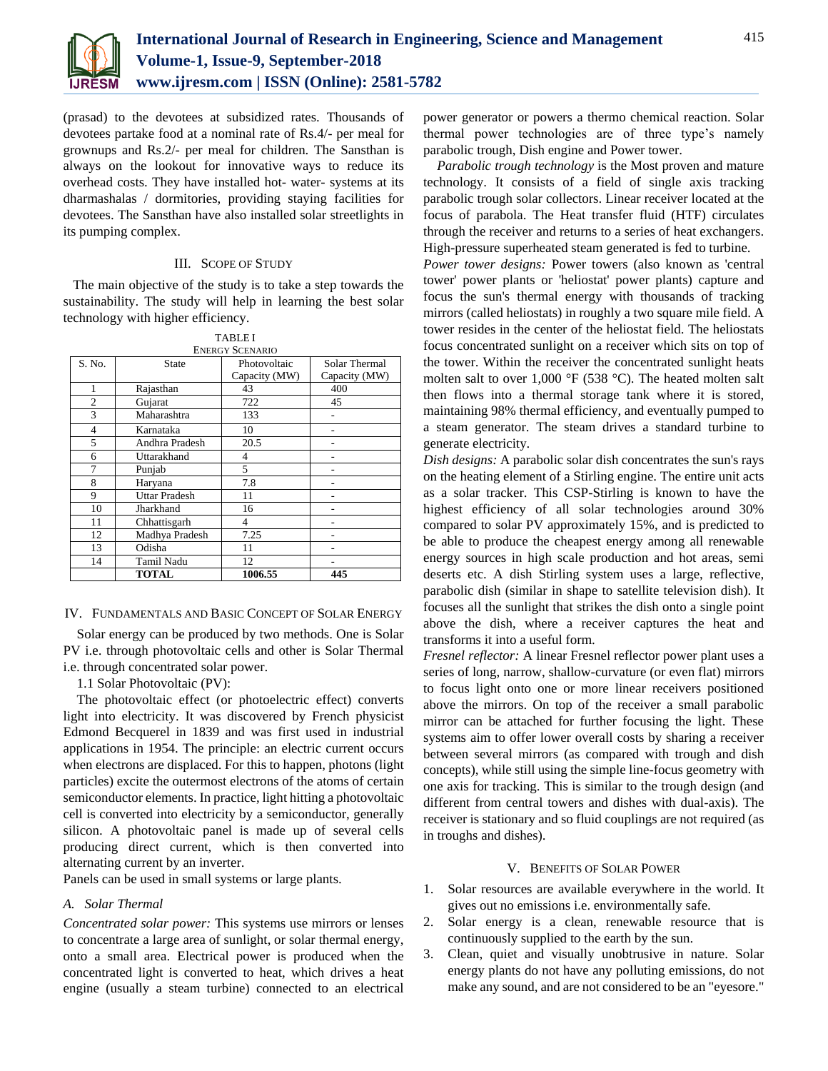(prasad) to the devotees at subsidized rates. Thousands of devotees partake food at a nominal rate of Rs.4/- per meal for grownups and Rs.2/- per meal for children. The Sansthan is always on the lookout for innovative ways to reduce its overhead costs. They have installed hot- water- systems at its dharmashalas / dormitories, providing staying facilities for devotees. The Sansthan have also installed solar streetlights in its pumping complex.

## III. Scope of Study

The main objective of the study is to take a step towards the sustainability. The study will help in learning the best solar technology with higher efficiency.

TABLE I
ENERGY SCENARIO

| S. No. | State | Photovoltaic Capacity (MW) | Solar Thermal Capacity (MW) |
|---|---|---|---|
| 1 | Rajasthan | 43 | 400 |
| 2 | Gujarat | 722 | 45 |
| 3 | Maharashtra | 133 | - |
| 4 | Karnataka | 10 | - |
| 5 | Andhra Pradesh | 20.5 | - |
| 6 | Uttarakhand | 4 | - |
| 7 | Punjab | 5 | - |
| 8 | Haryana | 7.8 | - |
| 9 | Uttar Pradesh | 11 | - |
| 10 | Jharkhand | 16 | - |
| 11 | Chhattisgarh | 4 | - |
| 12 | Madhya Pradesh | 7.25 | - |
| 13 | Odisha | 11 | - |
| 14 | Tamil Nadu | 12 | - |
| | **TOTAL** | **1006.55** | **445** |

## IV. Fundamentals and Basic Concept of Solar Energy

Solar energy can be produced by two methods. One is Solar PV i.e. through photovoltaic cells and other is Solar Thermal i.e. through concentrated solar power.

1.1 Solar Photovoltaic (PV):

The photovoltaic effect (or photoelectric effect) converts light into electricity. It was discovered by French physicist Edmond Becquerel in 1839 and was first used in industrial applications in 1954. The principle: an electric current occurs when electrons are displaced. For this to happen, photons (light particles) excite the outermost electrons of the atoms of certain semiconductor elements. In practice, light hitting a photovoltaic cell is converted into electricity by a semiconductor, generally silicon. A photovoltaic panel is made up of several cells producing direct current, which is then converted into alternating current by an inverter.

Panels can be used in small systems or large plants.

### A. Solar Thermal

*Concentrated solar power:* This systems use mirrors or lenses to concentrate a large area of sunlight, or solar thermal energy, onto a small area. Electrical power is produced when the concentrated light is converted to heat, which drives a heat engine (usually a steam turbine) connected to an electrical power generator or powers a thermo chemical reaction. Solar thermal power technologies are of three type's namely parabolic trough, Dish engine and Power tower.

*Parabolic trough technology* is the Most proven and mature technology. It consists of a field of single axis tracking parabolic trough solar collectors. Linear receiver located at the focus of parabola. The Heat transfer fluid (HTF) circulates through the receiver and returns to a series of heat exchangers. High-pressure superheated steam generated is fed to turbine.

*Power tower designs:* Power towers (also known as 'central tower' power plants or 'heliostat' power plants) capture and focus the sun's thermal energy with thousands of tracking mirrors (called heliostats) in roughly a two square mile field. A tower resides in the center of the heliostat field. The heliostats focus concentrated sunlight on a receiver which sits on top of the tower. Within the receiver the concentrated sunlight heats molten salt to over 1,000 °F (538 °C). The heated molten salt then flows into a thermal storage tank where it is stored, maintaining 98% thermal efficiency, and eventually pumped to a steam generator. The steam drives a standard turbine to generate electricity.

*Dish designs:* A parabolic solar dish concentrates the sun's rays on the heating element of a Stirling engine. The entire unit acts as a solar tracker. This CSP-Stirling is known to have the highest efficiency of all solar technologies around 30% compared to solar PV approximately 15%, and is predicted to be able to produce the cheapest energy among all renewable energy sources in high scale production and hot areas, semi deserts etc. A dish Stirling system uses a large, reflective, parabolic dish (similar in shape to satellite television dish). It focuses all the sunlight that strikes the dish onto a single point above the dish, where a receiver captures the heat and transforms it into a useful form.

*Fresnel reflector:* A linear Fresnel reflector power plant uses a series of long, narrow, shallow-curvature (or even flat) mirrors to focus light onto one or more linear receivers positioned above the mirrors. On top of the receiver a small parabolic mirror can be attached for further focusing the light. These systems aim to offer lower overall costs by sharing a receiver between several mirrors (as compared with trough and dish concepts), while still using the simple line-focus geometry with one axis for tracking. This is similar to the trough design (and different from central towers and dishes with dual-axis). The receiver is stationary and so fluid couplings are not required (as in troughs and dishes).

## V. Benefits of Solar Power

1. Solar resources are available everywhere in the world. It gives out no emissions i.e. environmentally safe.
2. Solar energy is a clean, renewable resource that is continuously supplied to the earth by the sun.
3. Clean, quiet and visually unobtrusive in nature. Solar energy plants do not have any polluting emissions, do not make any sound, and are not considered to be an "eyesore."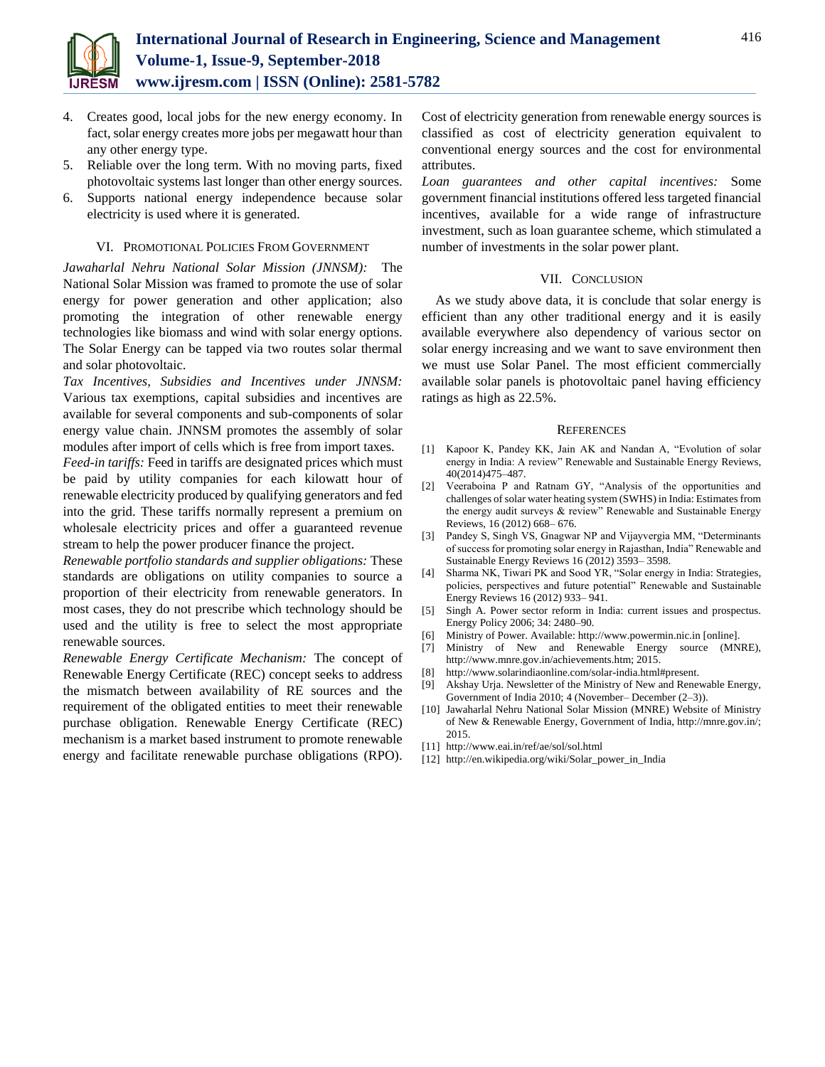4. Creates good, local jobs for the new energy economy. In fact, solar energy creates more jobs per megawatt hour than any other energy type.
5. Reliable over the long term. With no moving parts, fixed photovoltaic systems last longer than other energy sources.
6. Supports national energy independence because solar electricity is used where it is generated.

## VI. Promotional Policies From Government

*Jawaharlal Nehru National Solar Mission (JNNSM):* The National Solar Mission was framed to promote the use of solar energy for power generation and other application; also promoting the integration of other renewable energy technologies like biomass and wind with solar energy options. The Solar Energy can be tapped via two routes solar thermal and solar photovoltaic.

*Tax Incentives, Subsidies and Incentives under JNNSM:* Various tax exemptions, capital subsidies and incentives are available for several components and sub-components of solar energy value chain. JNNSM promotes the assembly of solar modules after import of cells which is free from import taxes.

*Feed-in tariffs:* Feed in tariffs are designated prices which must be paid by utility companies for each kilowatt hour of renewable electricity produced by qualifying generators and fed into the grid. These tariffs normally represent a premium on wholesale electricity prices and offer a guaranteed revenue stream to help the power producer finance the project.

*Renewable portfolio standards and supplier obligations:* These standards are obligations on utility companies to source a proportion of their electricity from renewable generators. In most cases, they do not prescribe which technology should be used and the utility is free to select the most appropriate renewable sources.

*Renewable Energy Certificate Mechanism:* The concept of Renewable Energy Certificate (REC) concept seeks to address the mismatch between availability of RE sources and the requirement of the obligated entities to meet their renewable purchase obligation. Renewable Energy Certificate (REC) mechanism is a market based instrument to promote renewable energy and facilitate renewable purchase obligations (RPO). Cost of electricity generation from renewable energy sources is classified as cost of electricity generation equivalent to conventional energy sources and the cost for environmental attributes.

*Loan guarantees and other capital incentives:* Some government financial institutions offered less targeted financial incentives, available for a wide range of infrastructure investment, such as loan guarantee scheme, which stimulated a number of investments in the solar power plant.

## VII. Conclusion

As we study above data, it is conclude that solar energy is efficient than any other traditional energy and it is easily available everywhere also dependency of various sector on solar energy increasing and we want to save environment then we must use Solar Panel. The most efficient commercially available solar panels is photovoltaic panel having efficiency ratings as high as 22.5%.

## References

[1] Kapoor K, Pandey KK, Jain AK and Nandan A, "Evolution of solar energy in India: A review" Renewable and Sustainable Energy Reviews, 40(2014)475–487.

[2] Veeraboina P and Ratnam GY, "Analysis of the opportunities and challenges of solar water heating system (SWHS) in India: Estimates from the energy audit surveys & review" Renewable and Sustainable Energy Reviews, 16 (2012) 668– 676.

[3] Pandey S, Singh VS, Gnagwar NP and Vijayvergia MM, "Determinants of success for promoting solar energy in Rajasthan, India" Renewable and Sustainable Energy Reviews 16 (2012) 3593– 3598.

[4] Sharma NK, Tiwari PK and Sood YR, "Solar energy in India: Strategies, policies, perspectives and future potential" Renewable and Sustainable Energy Reviews 16 (2012) 933– 941.

[5] Singh A. Power sector reform in India: current issues and prospectus. Energy Policy 2006; 34: 2480–90.

[6] Ministry of Power. Available: http://www.powermin.nic.in [online].

[7] Ministry of New and Renewable Energy source (MNRE), http://www.mnre.gov.in/achievements.htm; 2015.

[8] http://www.solarindiaonline.com/solar-india.html#present.

[9] Akshay Urja. Newsletter of the Ministry of New and Renewable Energy, Government of India 2010; 4 (November– December (2–3)).

[10] Jawaharlal Nehru National Solar Mission (MNRE) Website of Ministry of New & Renewable Energy, Government of India, http://mnre.gov.in/; 2015.

[11] http://www.eai.in/ref/ae/sol/sol.html

[12] http://en.wikipedia.org/wiki/Solar_power_in_India